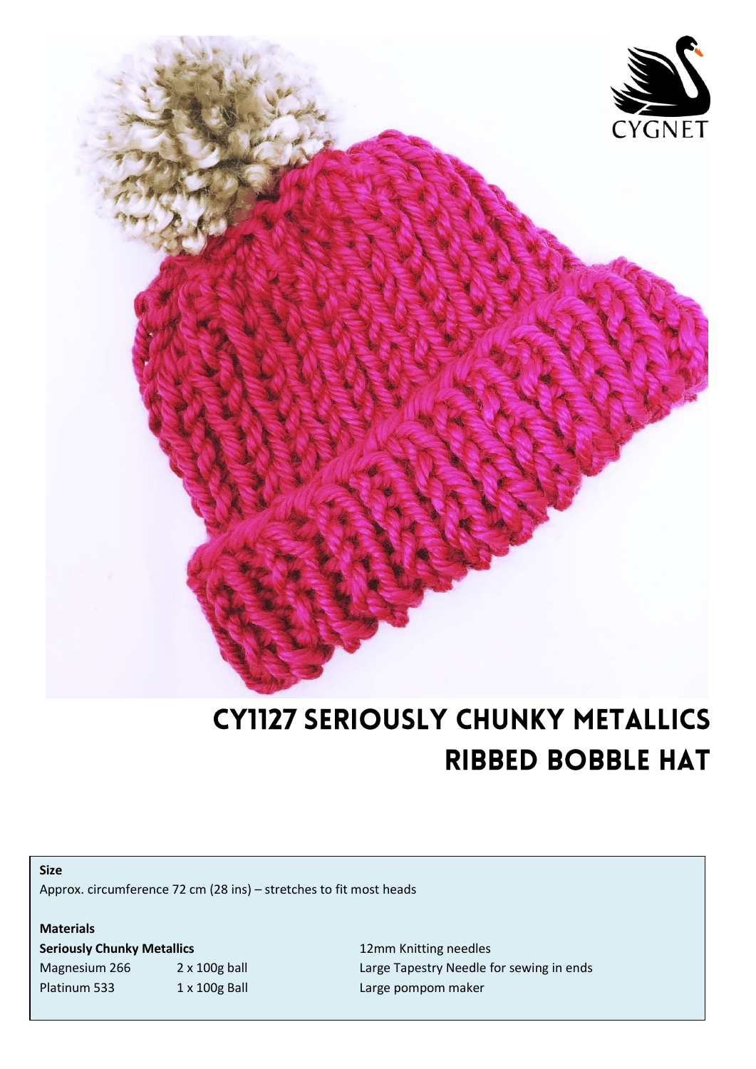# CY1127 Seriously Chunky Metallics Ribbed Bobble Hat

**Size**

Approx. circumference 72 cm (28 ins) – stretches to fit most heads

**Materials**

**Seriously Chunky Metallics**

| | |
|---|---|
| Magnesium 266 | 2 x 100g ball |
| Platinum 533 | 1 x 100g Ball |

12mm Knitting needles

Large Tapestry Needle for sewing in ends

Large pompom maker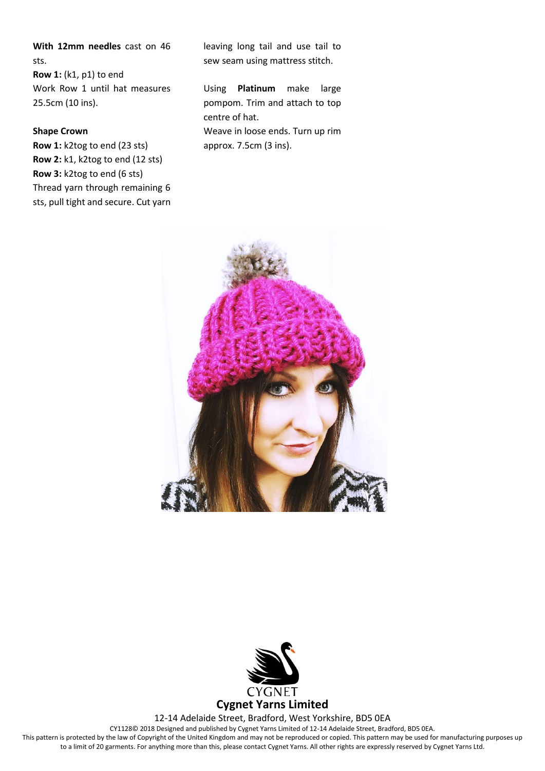**With 12mm needles** cast on 46 sts.

**Row 1:** (k1, p1) to end

Work Row 1 until hat measures 25.5cm (10 ins).

**Shape Crown**

**Row 1:** k2tog to end (23 sts)

**Row 2:** k1, k2tog to end (12 sts)

**Row 3:** k2tog to end (6 sts)

Thread yarn through remaining 6 sts, pull tight and secure. Cut yarn leaving long tail and use tail to sew seam using mattress stitch.

Using **Platinum** make large pompom. Trim and attach to top centre of hat.

Weave in loose ends. Turn up rim approx. 7.5cm (3 ins).

CYGNET

**Cygnet Yarns Limited**

12-14 Adelaide Street, Bradford, West Yorkshire, BD5 0EA

CY1128© 2018 Designed and published by Cygnet Yarns Limited of 12-14 Adelaide Street, Bradford, BD5 0EA.

This pattern is protected by the law of Copyright of the United Kingdom and may not be reproduced or copied. This pattern may be used for manufacturing purposes up to a limit of 20 garments. For anything more than this, please contact Cygnet Yarns. All other rights are expressly reserved by Cygnet Yarns Ltd.